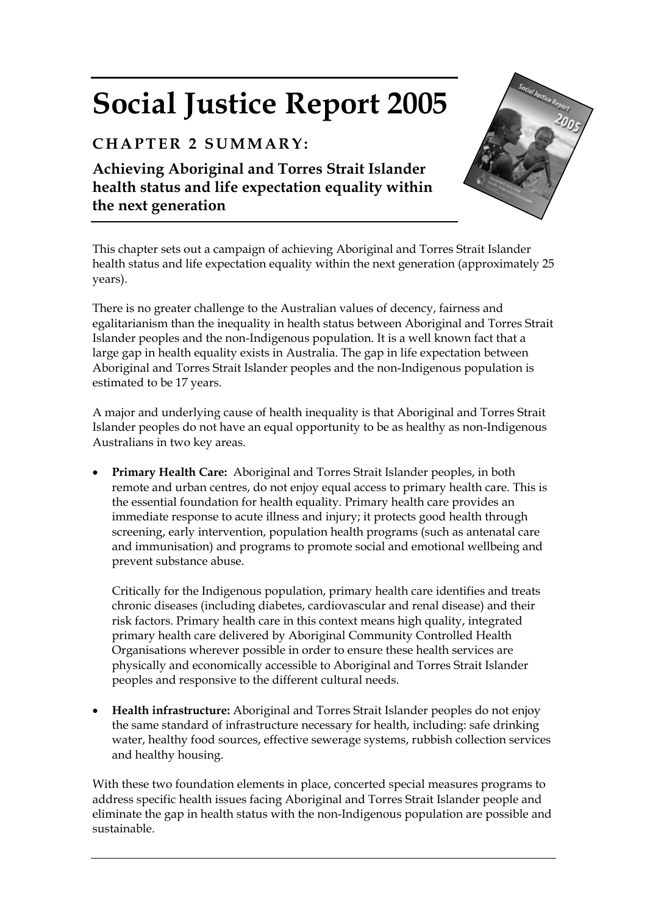# Social Justice Report 2005

## CHAPTER 2 SUMMARY:

### Achieving Aboriginal and Torres Strait Islander health status and life expectation equality within the next generation

This chapter sets out a campaign of achieving Aboriginal and Torres Strait Islander health status and life expectation equality within the next generation (approximately 25 years).

There is no greater challenge to the Australian values of decency, fairness and egalitarianism than the inequality in health status between Aboriginal and Torres Strait Islander peoples and the non-Indigenous population. It is a well known fact that a large gap in health equality exists in Australia. The gap in life expectation between Aboriginal and Torres Strait Islander peoples and the non-Indigenous population is estimated to be 17 years.

A major and underlying cause of health inequality is that Aboriginal and Torres Strait Islander peoples do not have an equal opportunity to be as healthy as non-Indigenous Australians in two key areas.

- **Primary Health Care:** Aboriginal and Torres Strait Islander peoples, in both remote and urban centres, do not enjoy equal access to primary health care. This is the essential foundation for health equality. Primary health care provides an immediate response to acute illness and injury; it protects good health through screening, early intervention, population health programs (such as antenatal care and immunisation) and programs to promote social and emotional wellbeing and prevent substance abuse.

  Critically for the Indigenous population, primary health care identifies and treats chronic diseases (including diabetes, cardiovascular and renal disease) and their risk factors. Primary health care in this context means high quality, integrated primary health care delivered by Aboriginal Community Controlled Health Organisations wherever possible in order to ensure these health services are physically and economically accessible to Aboriginal and Torres Strait Islander peoples and responsive to the different cultural needs.

- **Health infrastructure:** Aboriginal and Torres Strait Islander peoples do not enjoy the same standard of infrastructure necessary for health, including: safe drinking water, healthy food sources, effective sewerage systems, rubbish collection services and healthy housing.

With these two foundation elements in place, concerted special measures programs to address specific health issues facing Aboriginal and Torres Strait Islander people and eliminate the gap in health status with the non-Indigenous population are possible and sustainable.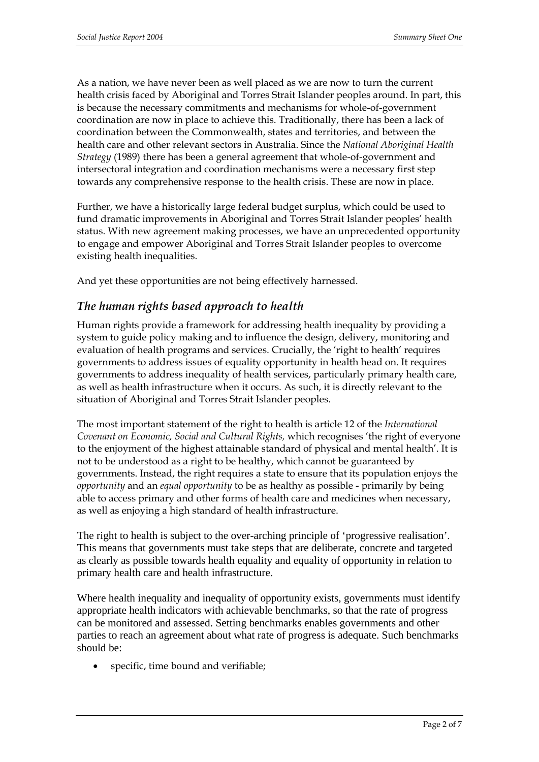As a nation, we have never been as well placed as we are now to turn the current health crisis faced by Aboriginal and Torres Strait Islander peoples around. In part, this is because the necessary commitments and mechanisms for whole-of-government coordination are now in place to achieve this. Traditionally, there has been a lack of coordination between the Commonwealth, states and territories, and between the health care and other relevant sectors in Australia. Since the *National Aboriginal Health Strategy* (1989) there has been a general agreement that whole-of-government and intersectoral integration and coordination mechanisms were a necessary first step towards any comprehensive response to the health crisis. These are now in place.

Further, we have a historically large federal budget surplus, which could be used to fund dramatic improvements in Aboriginal and Torres Strait Islander peoples' health status. With new agreement making processes, we have an unprecedented opportunity to engage and empower Aboriginal and Torres Strait Islander peoples to overcome existing health inequalities.

And yet these opportunities are not being effectively harnessed.

## *The human rights based approach to health*

Human rights provide a framework for addressing health inequality by providing a system to guide policy making and to influence the design, delivery, monitoring and evaluation of health programs and services. Crucially, the 'right to health' requires governments to address issues of equality opportunity in health head on. It requires governments to address inequality of health services, particularly primary health care, as well as health infrastructure when it occurs. As such, it is directly relevant to the situation of Aboriginal and Torres Strait Islander peoples.

The most important statement of the right to health is article 12 of the *International Covenant on Economic, Social and Cultural Rights,* which recognises 'the right of everyone to the enjoyment of the highest attainable standard of physical and mental health'. It is not to be understood as a right to be healthy, which cannot be guaranteed by governments. Instead, the right requires a state to ensure that its population enjoys the *opportunity* and an *equal opportunity* to be as healthy as possible - primarily by being able to access primary and other forms of health care and medicines when necessary, as well as enjoying a high standard of health infrastructure.

The right to health is subject to the over-arching principle of 'progressive realisation'. This means that governments must take steps that are deliberate, concrete and targeted as clearly as possible towards health equality and equality of opportunity in relation to primary health care and health infrastructure.

Where health inequality and inequality of opportunity exists, governments must identify appropriate health indicators with achievable benchmarks, so that the rate of progress can be monitored and assessed. Setting benchmarks enables governments and other parties to reach an agreement about what rate of progress is adequate. Such benchmarks should be:

- specific, time bound and verifiable;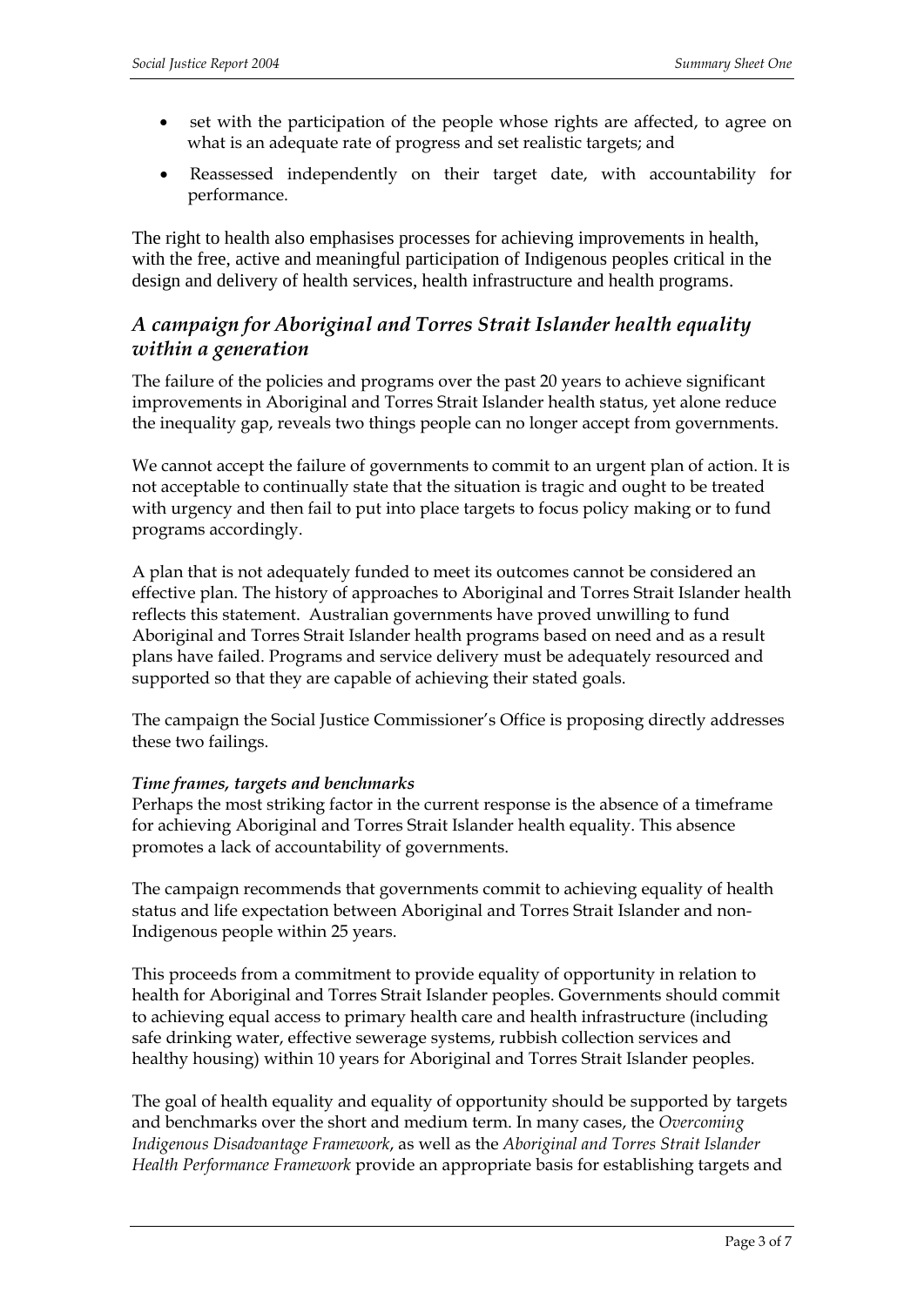- set with the participation of the people whose rights are affected, to agree on what is an adequate rate of progress and set realistic targets; and
- Reassessed independently on their target date, with accountability for performance.

The right to health also emphasises processes for achieving improvements in health, with the free, active and meaningful participation of Indigenous peoples critical in the design and delivery of health services, health infrastructure and health programs.

## *A campaign for Aboriginal and Torres Strait Islander health equality within a generation*

The failure of the policies and programs over the past 20 years to achieve significant improvements in Aboriginal and Torres Strait Islander health status, yet alone reduce the inequality gap, reveals two things people can no longer accept from governments.

We cannot accept the failure of governments to commit to an urgent plan of action. It is not acceptable to continually state that the situation is tragic and ought to be treated with urgency and then fail to put into place targets to focus policy making or to fund programs accordingly.

A plan that is not adequately funded to meet its outcomes cannot be considered an effective plan. The history of approaches to Aboriginal and Torres Strait Islander health reflects this statement. Australian governments have proved unwilling to fund Aboriginal and Torres Strait Islander health programs based on need and as a result plans have failed. Programs and service delivery must be adequately resourced and supported so that they are capable of achieving their stated goals.

The campaign the Social Justice Commissioner's Office is proposing directly addresses these two failings.

***Time frames, targets and benchmarks***

Perhaps the most striking factor in the current response is the absence of a timeframe for achieving Aboriginal and Torres Strait Islander health equality. This absence promotes a lack of accountability of governments.

The campaign recommends that governments commit to achieving equality of health status and life expectation between Aboriginal and Torres Strait Islander and non-Indigenous people within 25 years.

This proceeds from a commitment to provide equality of opportunity in relation to health for Aboriginal and Torres Strait Islander peoples. Governments should commit to achieving equal access to primary health care and health infrastructure (including safe drinking water, effective sewerage systems, rubbish collection services and healthy housing) within 10 years for Aboriginal and Torres Strait Islander peoples.

The goal of health equality and equality of opportunity should be supported by targets and benchmarks over the short and medium term. In many cases, the *Overcoming Indigenous Disadvantage Framework*, as well as the *Aboriginal and Torres Strait Islander Health Performance Framework* provide an appropriate basis for establishing targets and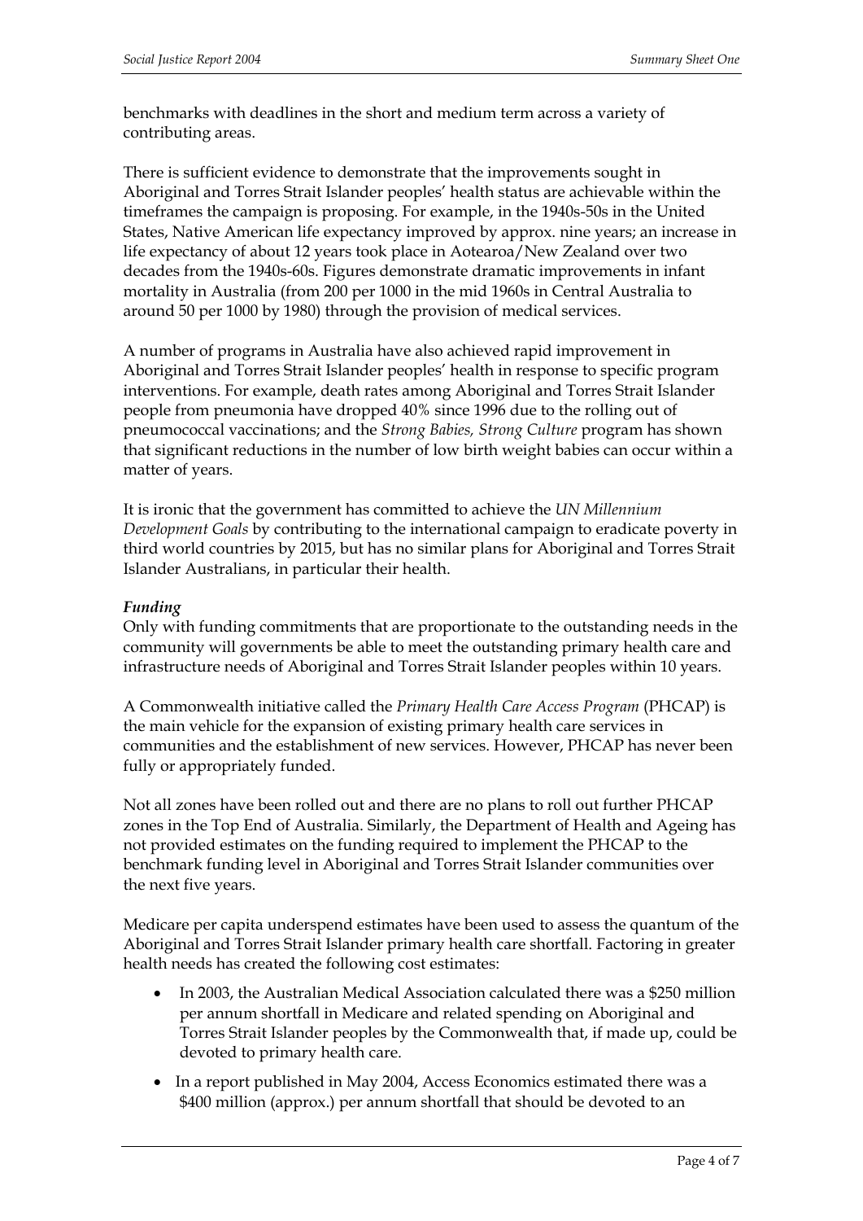benchmarks with deadlines in the short and medium term across a variety of contributing areas.

There is sufficient evidence to demonstrate that the improvements sought in Aboriginal and Torres Strait Islander peoples' health status are achievable within the timeframes the campaign is proposing. For example, in the 1940s-50s in the United States, Native American life expectancy improved by approx. nine years; an increase in life expectancy of about 12 years took place in Aotearoa/New Zealand over two decades from the 1940s-60s. Figures demonstrate dramatic improvements in infant mortality in Australia (from 200 per 1000 in the mid 1960s in Central Australia to around 50 per 1000 by 1980) through the provision of medical services.

A number of programs in Australia have also achieved rapid improvement in Aboriginal and Torres Strait Islander peoples' health in response to specific program interventions. For example, death rates among Aboriginal and Torres Strait Islander people from pneumonia have dropped 40% since 1996 due to the rolling out of pneumococcal vaccinations; and the *Strong Babies, Strong Culture* program has shown that significant reductions in the number of low birth weight babies can occur within a matter of years.

It is ironic that the government has committed to achieve the *UN Millennium Development Goals* by contributing to the international campaign to eradicate poverty in third world countries by 2015, but has no similar plans for Aboriginal and Torres Strait Islander Australians, in particular their health.

***Funding***

Only with funding commitments that are proportionate to the outstanding needs in the community will governments be able to meet the outstanding primary health care and infrastructure needs of Aboriginal and Torres Strait Islander peoples within 10 years.

A Commonwealth initiative called the *Primary Health Care Access Program* (PHCAP) is the main vehicle for the expansion of existing primary health care services in communities and the establishment of new services. However, PHCAP has never been fully or appropriately funded.

Not all zones have been rolled out and there are no plans to roll out further PHCAP zones in the Top End of Australia. Similarly, the Department of Health and Ageing has not provided estimates on the funding required to implement the PHCAP to the benchmark funding level in Aboriginal and Torres Strait Islander communities over the next five years.

Medicare per capita underspend estimates have been used to assess the quantum of the Aboriginal and Torres Strait Islander primary health care shortfall. Factoring in greater health needs has created the following cost estimates:

- In 2003, the Australian Medical Association calculated there was a $250 million per annum shortfall in Medicare and related spending on Aboriginal and Torres Strait Islander peoples by the Commonwealth that, if made up, could be devoted to primary health care.
- In a report published in May 2004, Access Economics estimated there was a $400 million (approx.) per annum shortfall that should be devoted to an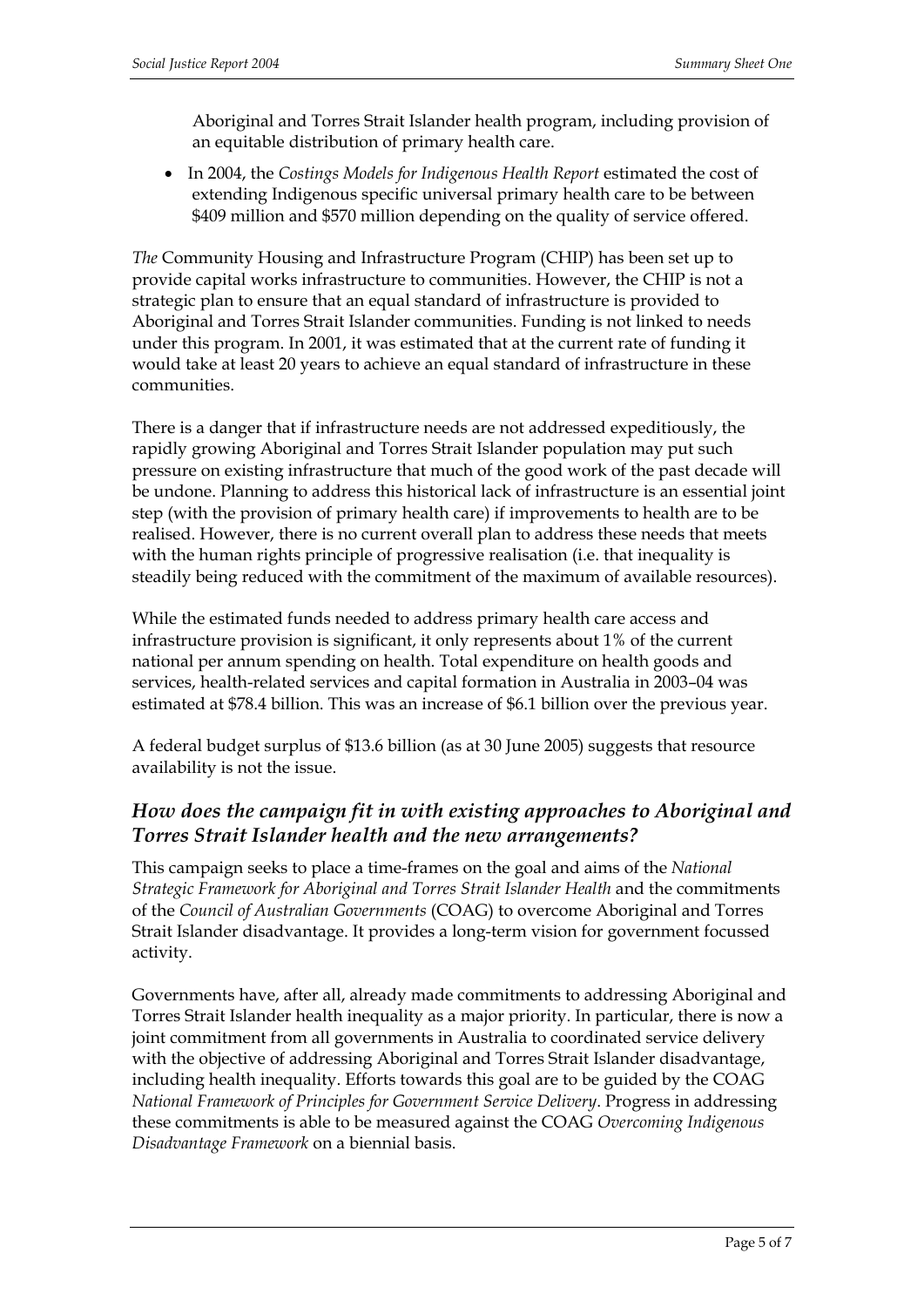Aboriginal and Torres Strait Islander health program, including provision of an equitable distribution of primary health care.

- In 2004, the *Costings Models for Indigenous Health Report* estimated the cost of extending Indigenous specific universal primary health care to be between $409 million and $570 million depending on the quality of service offered.

*The* Community Housing and Infrastructure Program (CHIP) has been set up to provide capital works infrastructure to communities. However, the CHIP is not a strategic plan to ensure that an equal standard of infrastructure is provided to Aboriginal and Torres Strait Islander communities. Funding is not linked to needs under this program. In 2001, it was estimated that at the current rate of funding it would take at least 20 years to achieve an equal standard of infrastructure in these communities.

There is a danger that if infrastructure needs are not addressed expeditiously, the rapidly growing Aboriginal and Torres Strait Islander population may put such pressure on existing infrastructure that much of the good work of the past decade will be undone. Planning to address this historical lack of infrastructure is an essential joint step (with the provision of primary health care) if improvements to health are to be realised. However, there is no current overall plan to address these needs that meets with the human rights principle of progressive realisation (i.e. that inequality is steadily being reduced with the commitment of the maximum of available resources).

While the estimated funds needed to address primary health care access and infrastructure provision is significant, it only represents about 1% of the current national per annum spending on health. Total expenditure on health goods and services, health-related services and capital formation in Australia in 2003–04 was estimated at $78.4 billion. This was an increase of $6.1 billion over the previous year.

A federal budget surplus of $13.6 billion (as at 30 June 2005) suggests that resource availability is not the issue.

## *How does the campaign fit in with existing approaches to Aboriginal and Torres Strait Islander health and the new arrangements?*

This campaign seeks to place a time-frames on the goal and aims of the *National Strategic Framework for Aboriginal and Torres Strait Islander Health* and the commitments of the *Council of Australian Governments* (COAG) to overcome Aboriginal and Torres Strait Islander disadvantage. It provides a long-term vision for government focussed activity.

Governments have, after all, already made commitments to addressing Aboriginal and Torres Strait Islander health inequality as a major priority. In particular, there is now a joint commitment from all governments in Australia to coordinated service delivery with the objective of addressing Aboriginal and Torres Strait Islander disadvantage, including health inequality. Efforts towards this goal are to be guided by the COAG *National Framework of Principles for Government Service Delivery*. Progress in addressing these commitments is able to be measured against the COAG *Overcoming Indigenous Disadvantage Framework* on a biennial basis.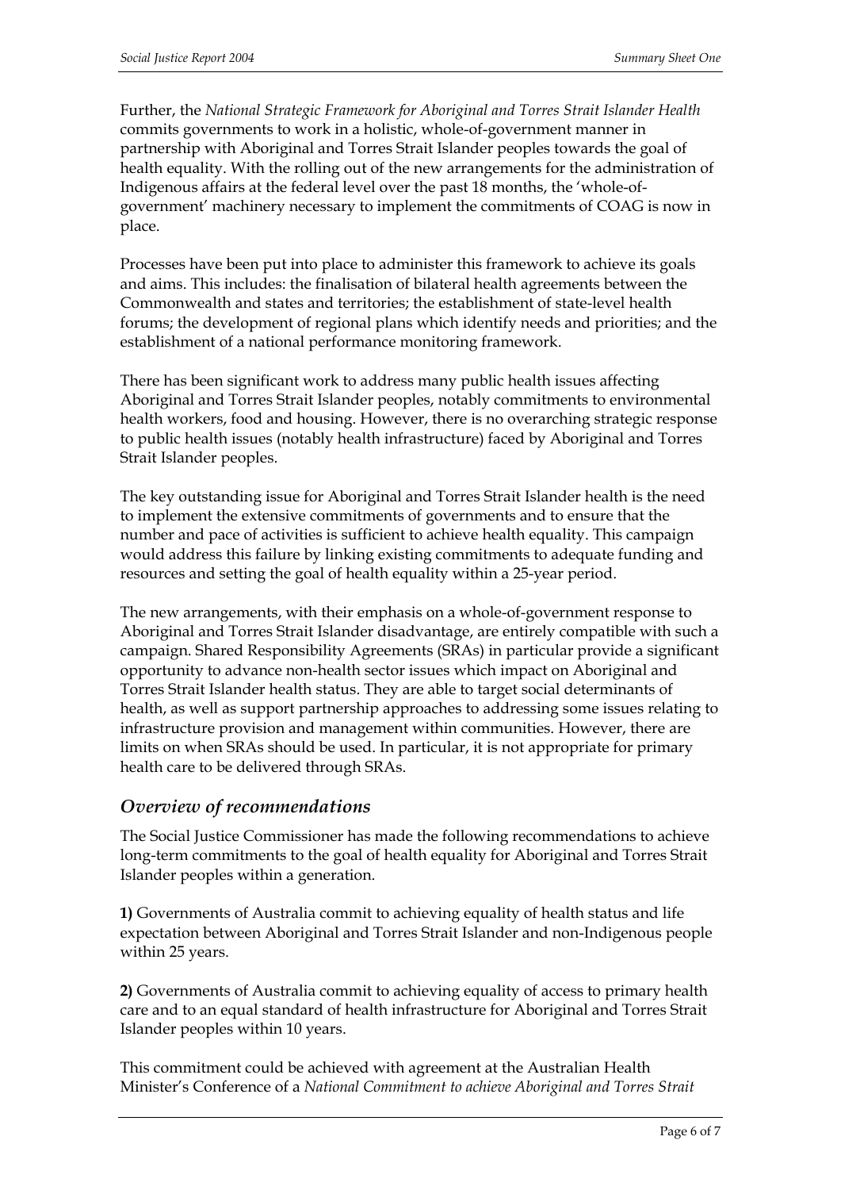Further, the *National Strategic Framework for Aboriginal and Torres Strait Islander Health* commits governments to work in a holistic, whole-of-government manner in partnership with Aboriginal and Torres Strait Islander peoples towards the goal of health equality. With the rolling out of the new arrangements for the administration of Indigenous affairs at the federal level over the past 18 months, the 'whole-of-government' machinery necessary to implement the commitments of COAG is now in place.

Processes have been put into place to administer this framework to achieve its goals and aims. This includes: the finalisation of bilateral health agreements between the Commonwealth and states and territories; the establishment of state-level health forums; the development of regional plans which identify needs and priorities; and the establishment of a national performance monitoring framework.

There has been significant work to address many public health issues affecting Aboriginal and Torres Strait Islander peoples, notably commitments to environmental health workers, food and housing. However, there is no overarching strategic response to public health issues (notably health infrastructure) faced by Aboriginal and Torres Strait Islander peoples.

The key outstanding issue for Aboriginal and Torres Strait Islander health is the need to implement the extensive commitments of governments and to ensure that the number and pace of activities is sufficient to achieve health equality. This campaign would address this failure by linking existing commitments to adequate funding and resources and setting the goal of health equality within a 25-year period.

The new arrangements, with their emphasis on a whole-of-government response to Aboriginal and Torres Strait Islander disadvantage, are entirely compatible with such a campaign. Shared Responsibility Agreements (SRAs) in particular provide a significant opportunity to advance non-health sector issues which impact on Aboriginal and Torres Strait Islander health status. They are able to target social determinants of health, as well as support partnership approaches to addressing some issues relating to infrastructure provision and management within communities. However, there are limits on when SRAs should be used. In particular, it is not appropriate for primary health care to be delivered through SRAs.

## *Overview of recommendations*

The Social Justice Commissioner has made the following recommendations to achieve long-term commitments to the goal of health equality for Aboriginal and Torres Strait Islander peoples within a generation.

**1)** Governments of Australia commit to achieving equality of health status and life expectation between Aboriginal and Torres Strait Islander and non-Indigenous people within 25 years.

**2)** Governments of Australia commit to achieving equality of access to primary health care and to an equal standard of health infrastructure for Aboriginal and Torres Strait Islander peoples within 10 years.

This commitment could be achieved with agreement at the Australian Health Minister's Conference of a *National Commitment to achieve Aboriginal and Torres Strait*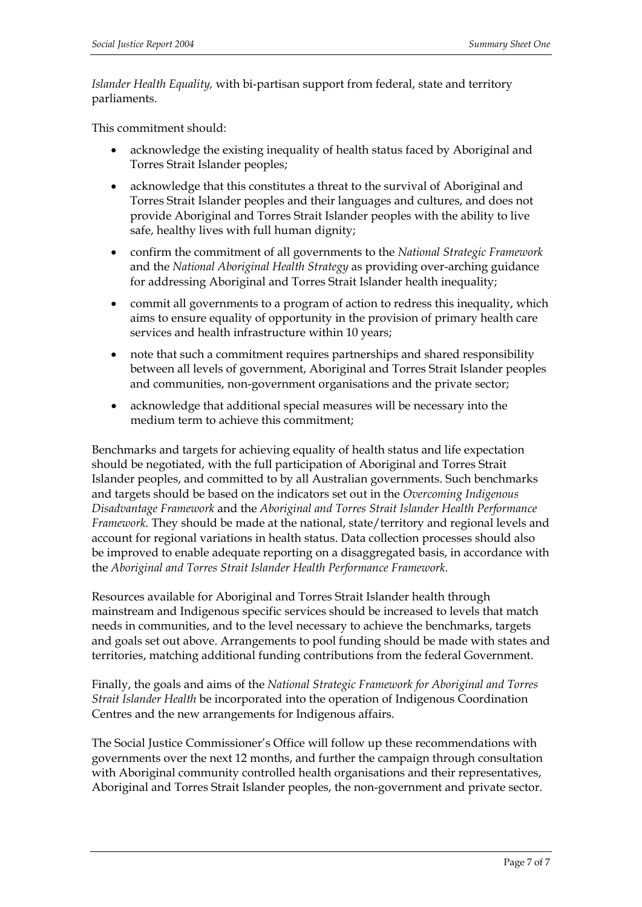*Islander Health Equality,* with bi-partisan support from federal, state and territory parliaments.

This commitment should:

- acknowledge the existing inequality of health status faced by Aboriginal and Torres Strait Islander peoples;
- acknowledge that this constitutes a threat to the survival of Aboriginal and Torres Strait Islander peoples and their languages and cultures, and does not provide Aboriginal and Torres Strait Islander peoples with the ability to live safe, healthy lives with full human dignity;
- confirm the commitment of all governments to the *National Strategic Framework* and the *National Aboriginal Health Strategy* as providing over-arching guidance for addressing Aboriginal and Torres Strait Islander health inequality;
- commit all governments to a program of action to redress this inequality, which aims to ensure equality of opportunity in the provision of primary health care services and health infrastructure within 10 years;
- note that such a commitment requires partnerships and shared responsibility between all levels of government, Aboriginal and Torres Strait Islander peoples and communities, non-government organisations and the private sector;
- acknowledge that additional special measures will be necessary into the medium term to achieve this commitment;

Benchmarks and targets for achieving equality of health status and life expectation should be negotiated, with the full participation of Aboriginal and Torres Strait Islander peoples, and committed to by all Australian governments. Such benchmarks and targets should be based on the indicators set out in the *Overcoming Indigenous Disadvantage Framework* and the *Aboriginal and Torres Strait Islander Health Performance Framework.* They should be made at the national, state/territory and regional levels and account for regional variations in health status. Data collection processes should also be improved to enable adequate reporting on a disaggregated basis, in accordance with the *Aboriginal and Torres Strait Islander Health Performance Framework.*

Resources available for Aboriginal and Torres Strait Islander health through mainstream and Indigenous specific services should be increased to levels that match needs in communities, and to the level necessary to achieve the benchmarks, targets and goals set out above. Arrangements to pool funding should be made with states and territories, matching additional funding contributions from the federal Government.

Finally, the goals and aims of the *National Strategic Framework for Aboriginal and Torres Strait Islander Health* be incorporated into the operation of Indigenous Coordination Centres and the new arrangements for Indigenous affairs.

The Social Justice Commissioner's Office will follow up these recommendations with governments over the next 12 months, and further the campaign through consultation with Aboriginal community controlled health organisations and their representatives, Aboriginal and Torres Strait Islander peoples, the non-government and private sector.